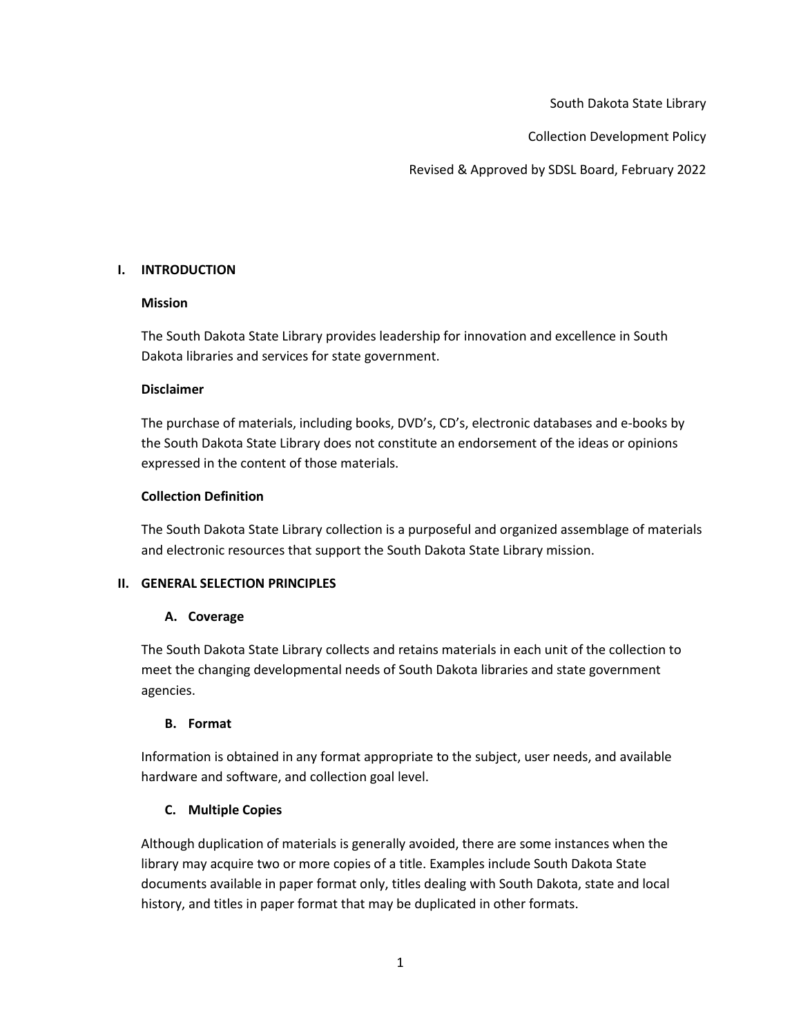South Dakota State Library

Collection Development Policy

Revised & Approved by SDSL Board, February 2022

## I. INTRODUCTION

### Mission

The South Dakota State Library provides leadership for innovation and excellence in South Dakota libraries and services for state government.

### Disclaimer

The purchase of materials, including books, DVD's, CD's, electronic databases and e-books by the South Dakota State Library does not constitute an endorsement of the ideas or opinions expressed in the content of those materials.

### Collection Definition

The South Dakota State Library collection is a purposeful and organized assemblage of materials and electronic resources that support the South Dakota State Library mission.

## II. GENERAL SELECTION PRINCIPLES

### A. Coverage

The South Dakota State Library collects and retains materials in each unit of the collection to meet the changing developmental needs of South Dakota libraries and state government agencies.

### B. Format

Information is obtained in any format appropriate to the subject, user needs, and available hardware and software, and collection goal level.

### C. Multiple Copies

Although duplication of materials is generally avoided, there are some instances when the library may acquire two or more copies of a title. Examples include South Dakota State documents available in paper format only, titles dealing with South Dakota, state and local history, and titles in paper format that may be duplicated in other formats.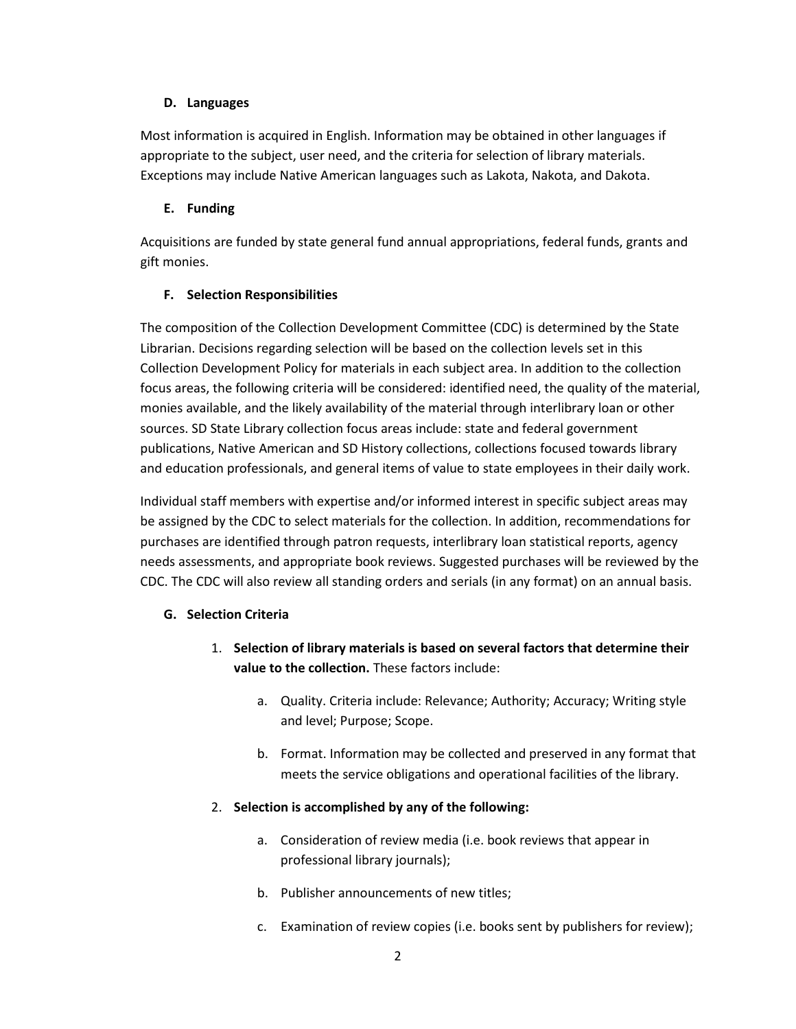### D. Languages

Most information is acquired in English. Information may be obtained in other languages if appropriate to the subject, user need, and the criteria for selection of library materials. Exceptions may include Native American languages such as Lakota, Nakota, and Dakota.

### E. Funding

Acquisitions are funded by state general fund annual appropriations, federal funds, grants and gift monies.

### F. Selection Responsibilities

The composition of the Collection Development Committee (CDC) is determined by the State Librarian. Decisions regarding selection will be based on the collection levels set in this Collection Development Policy for materials in each subject area. In addition to the collection focus areas, the following criteria will be considered: identified need, the quality of the material, monies available, and the likely availability of the material through interlibrary loan or other sources. SD State Library collection focus areas include: state and federal government publications, Native American and SD History collections, collections focused towards library and education professionals, and general items of value to state employees in their daily work.

Individual staff members with expertise and/or informed interest in specific subject areas may be assigned by the CDC to select materials for the collection. In addition, recommendations for purchases are identified through patron requests, interlibrary loan statistical reports, agency needs assessments, and appropriate book reviews. Suggested purchases will be reviewed by the CDC. The CDC will also review all standing orders and serials (in any format) on an annual basis.

### G. Selection Criteria

1. **Selection of library materials is based on several factors that determine their value to the collection.** These factors include:

    a. Quality. Criteria include: Relevance; Authority; Accuracy; Writing style and level; Purpose; Scope.

    b. Format. Information may be collected and preserved in any format that meets the service obligations and operational facilities of the library.

2. **Selection is accomplished by any of the following:**

    a. Consideration of review media (i.e. book reviews that appear in professional library journals);

    b. Publisher announcements of new titles;

    c. Examination of review copies (i.e. books sent by publishers for review);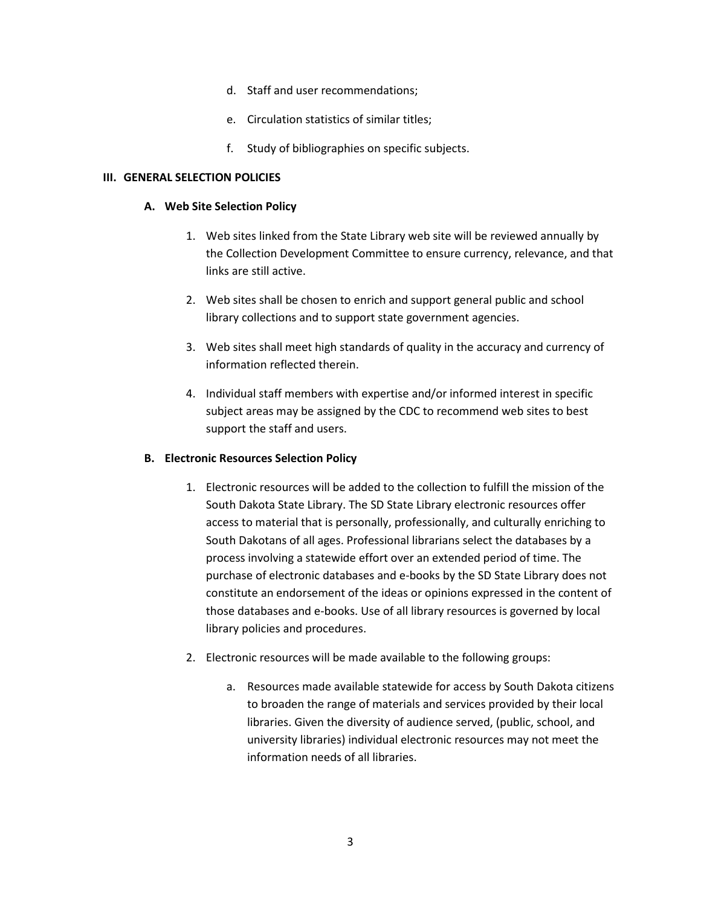d. Staff and user recommendations;

e. Circulation statistics of similar titles;

f. Study of bibliographies on specific subjects.

## III. GENERAL SELECTION POLICIES

### A. Web Site Selection Policy

1. Web sites linked from the State Library web site will be reviewed annually by the Collection Development Committee to ensure currency, relevance, and that links are still active.

2. Web sites shall be chosen to enrich and support general public and school library collections and to support state government agencies.

3. Web sites shall meet high standards of quality in the accuracy and currency of information reflected therein.

4. Individual staff members with expertise and/or informed interest in specific subject areas may be assigned by the CDC to recommend web sites to best support the staff and users.

### B. Electronic Resources Selection Policy

1. Electronic resources will be added to the collection to fulfill the mission of the South Dakota State Library. The SD State Library electronic resources offer access to material that is personally, professionally, and culturally enriching to South Dakotans of all ages. Professional librarians select the databases by a process involving a statewide effort over an extended period of time. The purchase of electronic databases and e-books by the SD State Library does not constitute an endorsement of the ideas or opinions expressed in the content of those databases and e-books. Use of all library resources is governed by local library policies and procedures.

2. Electronic resources will be made available to the following groups:

    a. Resources made available statewide for access by South Dakota citizens to broaden the range of materials and services provided by their local libraries. Given the diversity of audience served, (public, school, and university libraries) individual electronic resources may not meet the information needs of all libraries.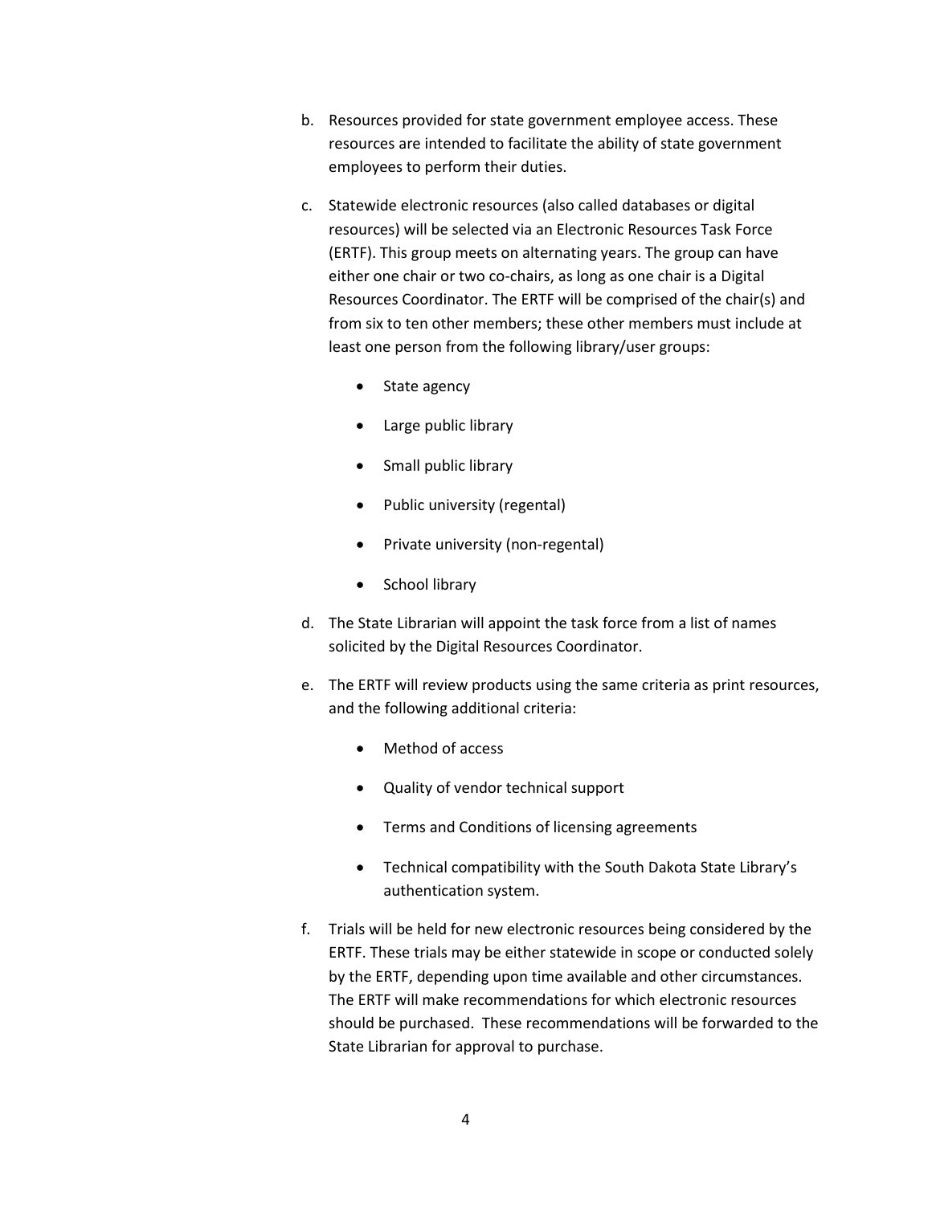b. Resources provided for state government employee access. These resources are intended to facilitate the ability of state government employees to perform their duties.

c. Statewide electronic resources (also called databases or digital resources) will be selected via an Electronic Resources Task Force (ERTF). This group meets on alternating years. The group can have either one chair or two co-chairs, as long as one chair is a Digital Resources Coordinator. The ERTF will be comprised of the chair(s) and from six to ten other members; these other members must include at least one person from the following library/user groups:

   - State agency
   - Large public library
   - Small public library
   - Public university (regental)
   - Private university (non-regental)
   - School library

d. The State Librarian will appoint the task force from a list of names solicited by the Digital Resources Coordinator.

e. The ERTF will review products using the same criteria as print resources, and the following additional criteria:

   - Method of access
   - Quality of vendor technical support
   - Terms and Conditions of licensing agreements
   - Technical compatibility with the South Dakota State Library's authentication system.

f. Trials will be held for new electronic resources being considered by the ERTF. These trials may be either statewide in scope or conducted solely by the ERTF, depending upon time available and other circumstances. The ERTF will make recommendations for which electronic resources should be purchased. These recommendations will be forwarded to the State Librarian for approval to purchase.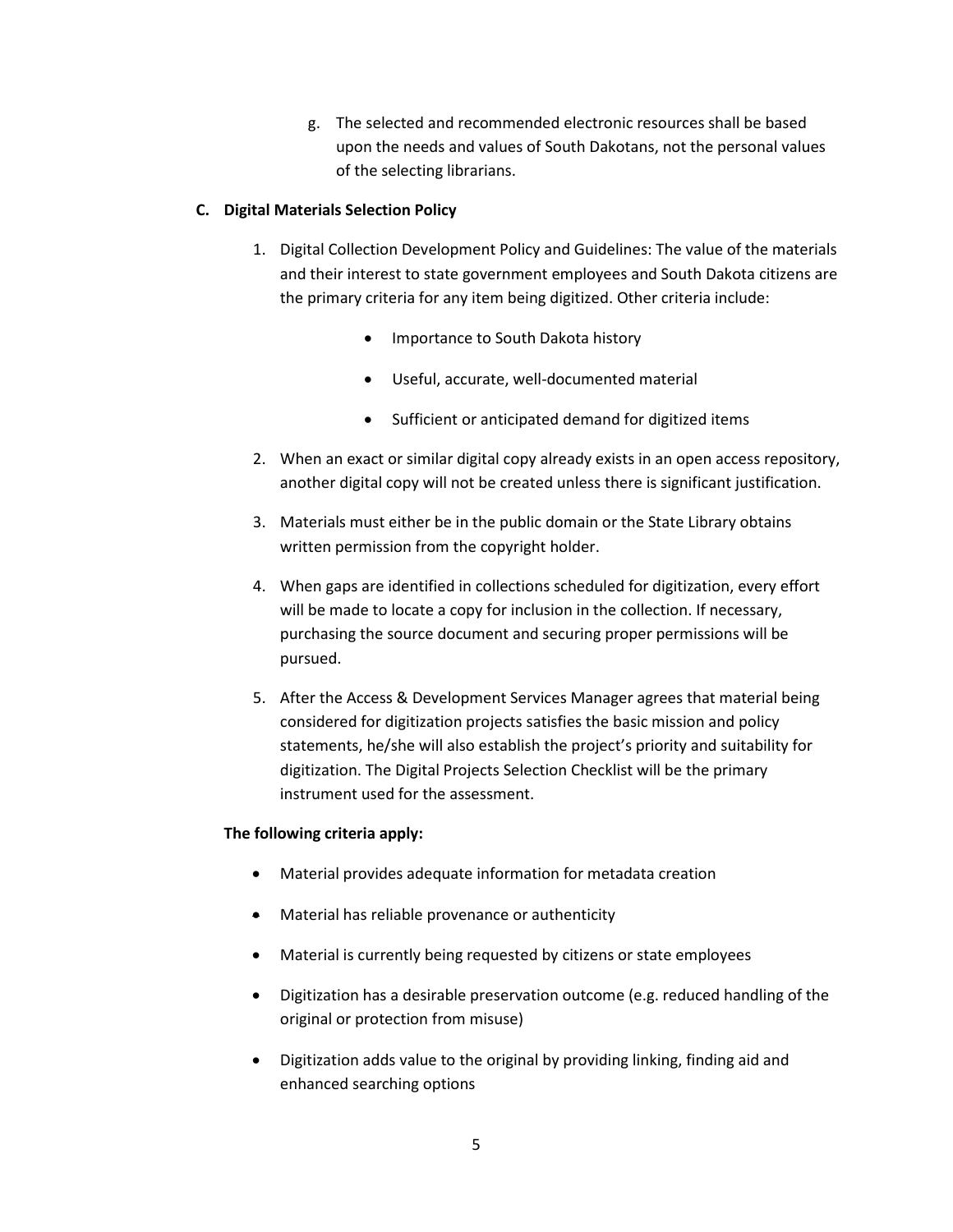g. The selected and recommended electronic resources shall be based upon the needs and values of South Dakotans, not the personal values of the selecting librarians.

**C. Digital Materials Selection Policy**

1. Digital Collection Development Policy and Guidelines: The value of the materials and their interest to state government employees and South Dakota citizens are the primary criteria for any item being digitized. Other criteria include:

    - Importance to South Dakota history
    - Useful, accurate, well-documented material
    - Sufficient or anticipated demand for digitized items

2. When an exact or similar digital copy already exists in an open access repository, another digital copy will not be created unless there is significant justification.

3. Materials must either be in the public domain or the State Library obtains written permission from the copyright holder.

4. When gaps are identified in collections scheduled for digitization, every effort will be made to locate a copy for inclusion in the collection. If necessary, purchasing the source document and securing proper permissions will be pursued.

5. After the Access & Development Services Manager agrees that material being considered for digitization projects satisfies the basic mission and policy statements, he/she will also establish the project's priority and suitability for digitization. The Digital Projects Selection Checklist will be the primary instrument used for the assessment.

**The following criteria apply:**

- Material provides adequate information for metadata creation
- Material has reliable provenance or authenticity
- Material is currently being requested by citizens or state employees
- Digitization has a desirable preservation outcome (e.g. reduced handling of the original or protection from misuse)
- Digitization adds value to the original by providing linking, finding aid and enhanced searching options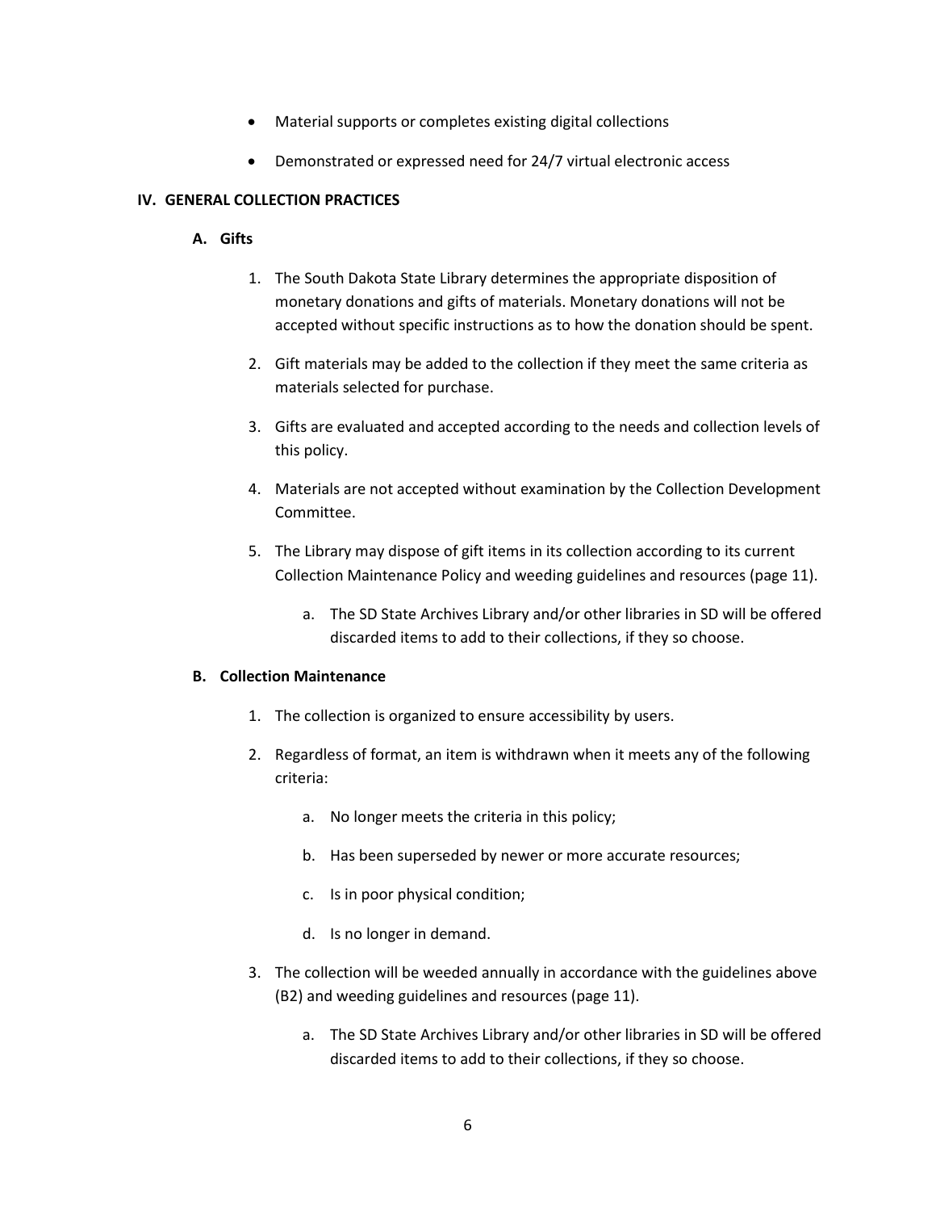- Material supports or completes existing digital collections
- Demonstrated or expressed need for 24/7 virtual electronic access

**IV. GENERAL COLLECTION PRACTICES**

**A. Gifts**

1. The South Dakota State Library determines the appropriate disposition of monetary donations and gifts of materials. Monetary donations will not be accepted without specific instructions as to how the donation should be spent.

2. Gift materials may be added to the collection if they meet the same criteria as materials selected for purchase.

3. Gifts are evaluated and accepted according to the needs and collection levels of this policy.

4. Materials are not accepted without examination by the Collection Development Committee.

5. The Library may dispose of gift items in its collection according to its current Collection Maintenance Policy and weeding guidelines and resources (page 11).

   a. The SD State Archives Library and/or other libraries in SD will be offered discarded items to add to their collections, if they so choose.

**B. Collection Maintenance**

1. The collection is organized to ensure accessibility by users.

2. Regardless of format, an item is withdrawn when it meets any of the following criteria:

   a. No longer meets the criteria in this policy;

   b. Has been superseded by newer or more accurate resources;

   c. Is in poor physical condition;

   d. Is no longer in demand.

3. The collection will be weeded annually in accordance with the guidelines above (B2) and weeding guidelines and resources (page 11).

   a. The SD State Archives Library and/or other libraries in SD will be offered discarded items to add to their collections, if they so choose.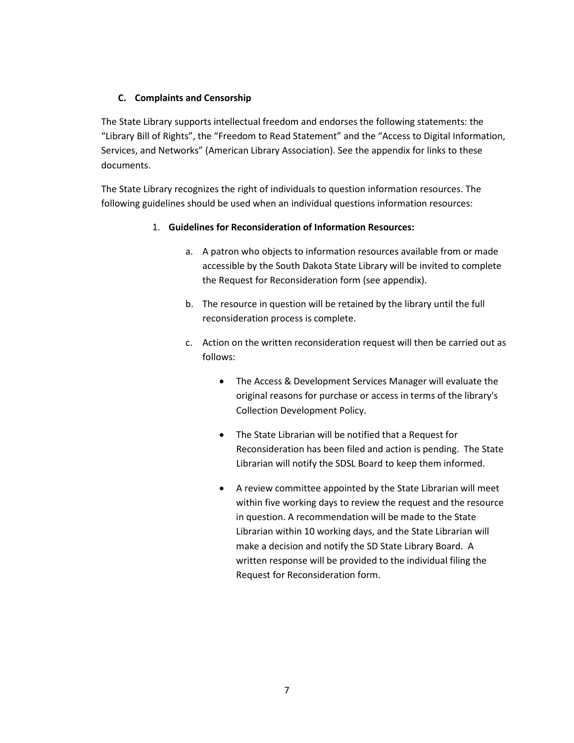### C. Complaints and Censorship

The State Library supports intellectual freedom and endorses the following statements: the “Library Bill of Rights”, the “Freedom to Read Statement” and the “Access to Digital Information, Services, and Networks” (American Library Association). See the appendix for links to these documents.

The State Library recognizes the right of individuals to question information resources. The following guidelines should be used when an individual questions information resources:

1. **Guidelines for Reconsideration of Information Resources:**

   a. A patron who objects to information resources available from or made accessible by the South Dakota State Library will be invited to complete the Request for Reconsideration form (see appendix).

   b. The resource in question will be retained by the library until the full reconsideration process is complete.

   c. Action on the written reconsideration request will then be carried out as follows:

      - The Access & Development Services Manager will evaluate the original reasons for purchase or access in terms of the library's Collection Development Policy.

      - The State Librarian will be notified that a Request for Reconsideration has been filed and action is pending. The State Librarian will notify the SDSL Board to keep them informed.

      - A review committee appointed by the State Librarian will meet within five working days to review the request and the resource in question. A recommendation will be made to the State Librarian within 10 working days, and the State Librarian will make a decision and notify the SD State Library Board. A written response will be provided to the individual filing the Request for Reconsideration form.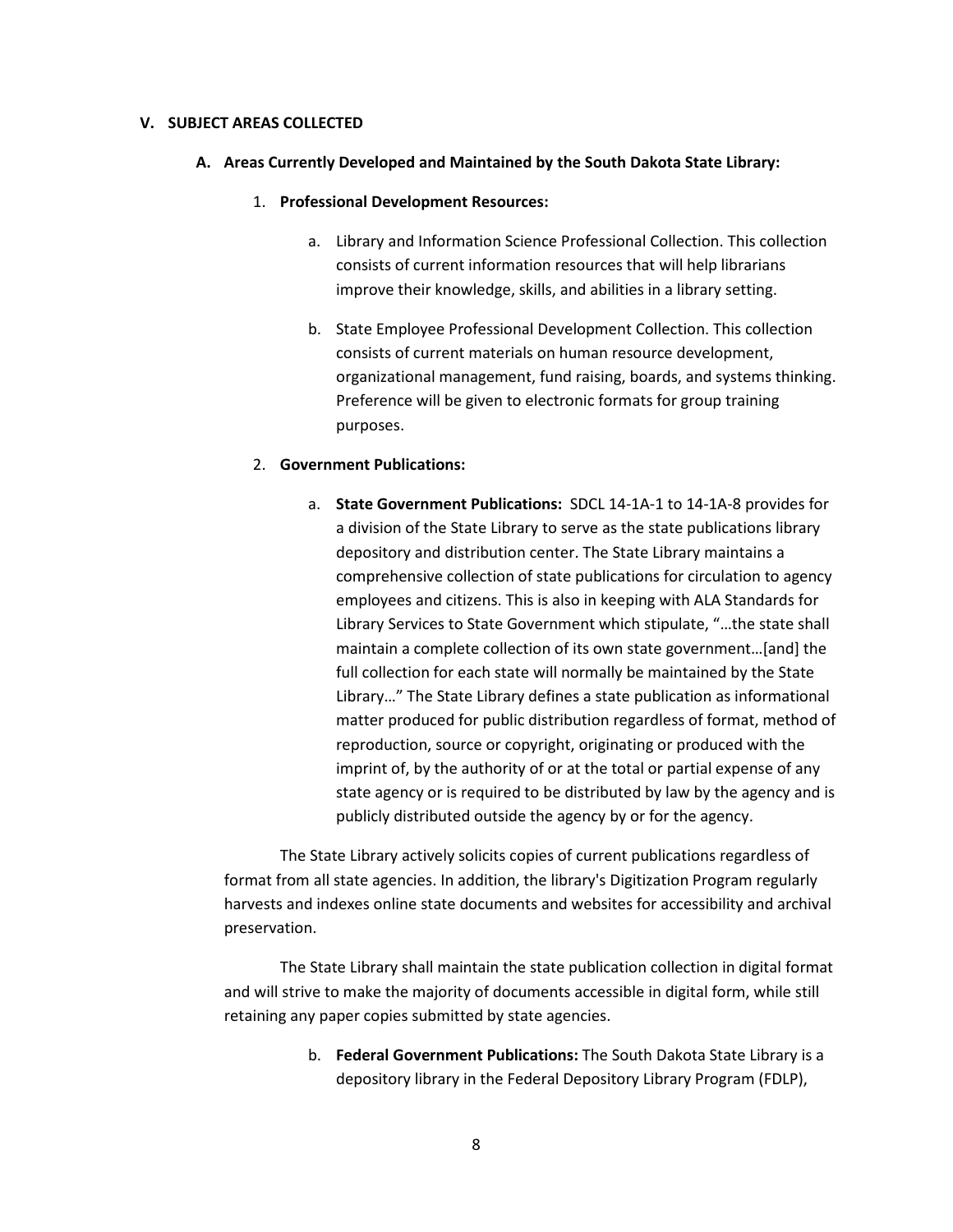## V. SUBJECT AREAS COLLECTED

### A. Areas Currently Developed and Maintained by the South Dakota State Library:

1. **Professional Development Resources:**

   a. Library and Information Science Professional Collection. This collection consists of current information resources that will help librarians improve their knowledge, skills, and abilities in a library setting.

   b. State Employee Professional Development Collection. This collection consists of current materials on human resource development, organizational management, fund raising, boards, and systems thinking. Preference will be given to electronic formats for group training purposes.

2. **Government Publications:**

   a. **State Government Publications:** SDCL 14-1A-1 to 14-1A-8 provides for a division of the State Library to serve as the state publications library depository and distribution center. The State Library maintains a comprehensive collection of state publications for circulation to agency employees and citizens. This is also in keeping with ALA Standards for Library Services to State Government which stipulate, "…the state shall maintain a complete collection of its own state government…[and] the full collection for each state will normally be maintained by the State Library…" The State Library defines a state publication as informational matter produced for public distribution regardless of format, method of reproduction, source or copyright, originating or produced with the imprint of, by the authority of or at the total or partial expense of any state agency or is required to be distributed by law by the agency and is publicly distributed outside the agency by or for the agency.

The State Library actively solicits copies of current publications regardless of format from all state agencies. In addition, the library's Digitization Program regularly harvests and indexes online state documents and websites for accessibility and archival preservation.

The State Library shall maintain the state publication collection in digital format and will strive to make the majority of documents accessible in digital form, while still retaining any paper copies submitted by state agencies.

   b. **Federal Government Publications:** The South Dakota State Library is a depository library in the Federal Depository Library Program (FDLP),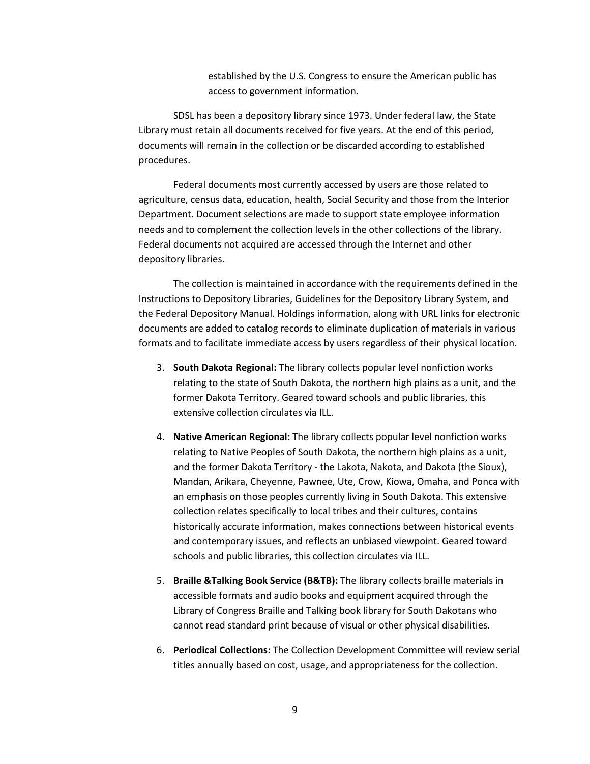established by the U.S. Congress to ensure the American public has access to government information.

SDSL has been a depository library since 1973. Under federal law, the State Library must retain all documents received for five years. At the end of this period, documents will remain in the collection or be discarded according to established procedures.

Federal documents most currently accessed by users are those related to agriculture, census data, education, health, Social Security and those from the Interior Department. Document selections are made to support state employee information needs and to complement the collection levels in the other collections of the library. Federal documents not acquired are accessed through the Internet and other depository libraries.

The collection is maintained in accordance with the requirements defined in the Instructions to Depository Libraries, Guidelines for the Depository Library System, and the Federal Depository Manual. Holdings information, along with URL links for electronic documents are added to catalog records to eliminate duplication of materials in various formats and to facilitate immediate access by users regardless of their physical location.

3. **South Dakota Regional:** The library collects popular level nonfiction works relating to the state of South Dakota, the northern high plains as a unit, and the former Dakota Territory. Geared toward schools and public libraries, this extensive collection circulates via ILL.

4. **Native American Regional:** The library collects popular level nonfiction works relating to Native Peoples of South Dakota, the northern high plains as a unit, and the former Dakota Territory - the Lakota, Nakota, and Dakota (the Sioux), Mandan, Arikara, Cheyenne, Pawnee, Ute, Crow, Kiowa, Omaha, and Ponca with an emphasis on those peoples currently living in South Dakota. This extensive collection relates specifically to local tribes and their cultures, contains historically accurate information, makes connections between historical events and contemporary issues, and reflects an unbiased viewpoint. Geared toward schools and public libraries, this collection circulates via ILL.

5. **Braille &Talking Book Service (B&TB):** The library collects braille materials in accessible formats and audio books and equipment acquired through the Library of Congress Braille and Talking book library for South Dakotans who cannot read standard print because of visual or other physical disabilities.

6. **Periodical Collections:** The Collection Development Committee will review serial titles annually based on cost, usage, and appropriateness for the collection.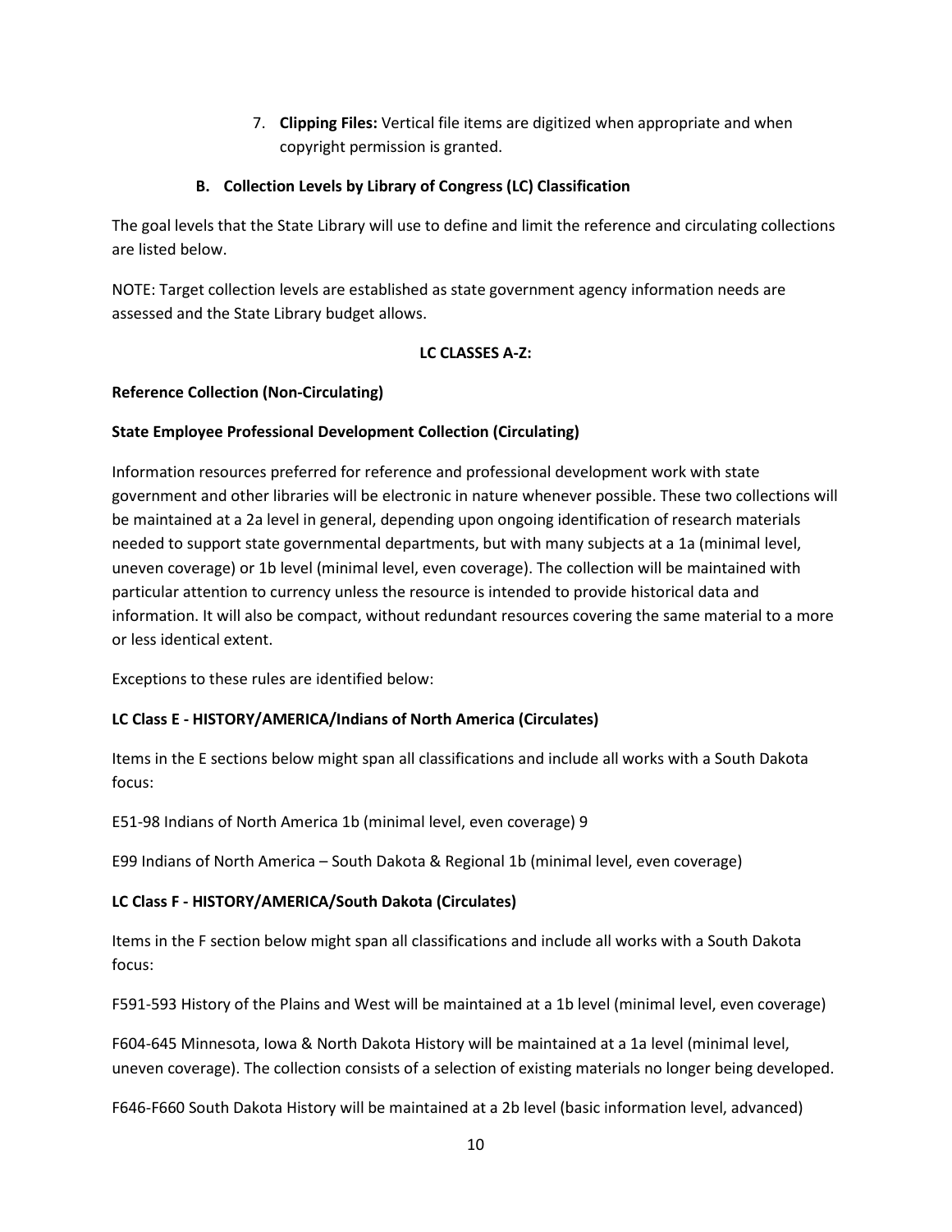7. **Clipping Files:** Vertical file items are digitized when appropriate and when copyright permission is granted.

### B. Collection Levels by Library of Congress (LC) Classification

The goal levels that the State Library will use to define and limit the reference and circulating collections are listed below.

NOTE: Target collection levels are established as state government agency information needs are assessed and the State Library budget allows.

**LC CLASSES A-Z:**

**Reference Collection (Non-Circulating)**

**State Employee Professional Development Collection (Circulating)**

Information resources preferred for reference and professional development work with state government and other libraries will be electronic in nature whenever possible. These two collections will be maintained at a 2a level in general, depending upon ongoing identification of research materials needed to support state governmental departments, but with many subjects at a 1a (minimal level, uneven coverage) or 1b level (minimal level, even coverage). The collection will be maintained with particular attention to currency unless the resource is intended to provide historical data and information. It will also be compact, without redundant resources covering the same material to a more or less identical extent.

Exceptions to these rules are identified below:

**LC Class E - HISTORY/AMERICA/Indians of North America (Circulates)**

Items in the E sections below might span all classifications and include all works with a South Dakota focus:

E51-98 Indians of North America 1b (minimal level, even coverage) 9

E99 Indians of North America – South Dakota & Regional 1b (minimal level, even coverage)

**LC Class F - HISTORY/AMERICA/South Dakota (Circulates)**

Items in the F section below might span all classifications and include all works with a South Dakota focus:

F591-593 History of the Plains and West will be maintained at a 1b level (minimal level, even coverage)

F604-645 Minnesota, Iowa & North Dakota History will be maintained at a 1a level (minimal level, uneven coverage). The collection consists of a selection of existing materials no longer being developed.

F646-F660 South Dakota History will be maintained at a 2b level (basic information level, advanced)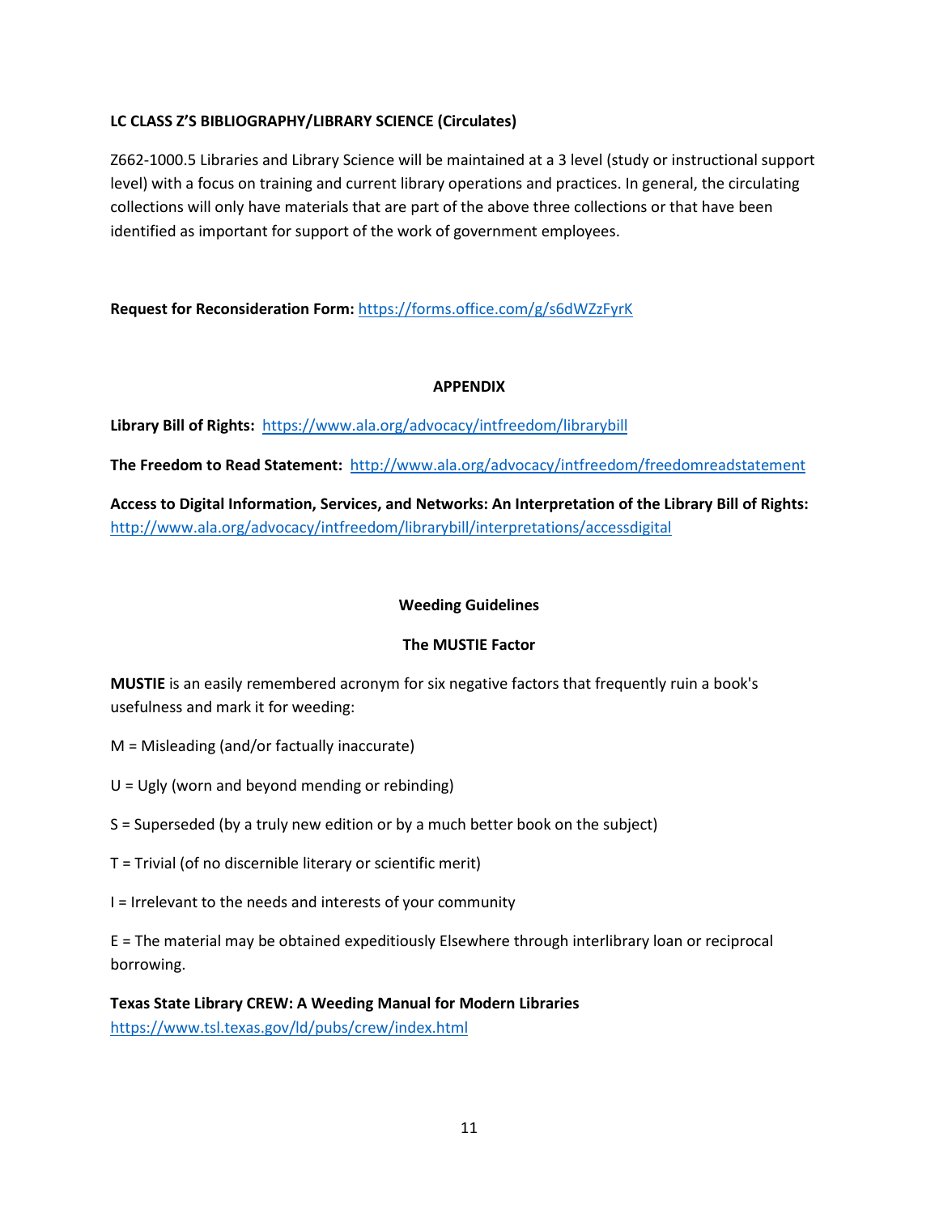**LC CLASS Z'S BIBLIOGRAPHY/LIBRARY SCIENCE (Circulates)**

Z662-1000.5 Libraries and Library Science will be maintained at a 3 level (study or instructional support level) with a focus on training and current library operations and practices. In general, the circulating collections will only have materials that are part of the above three collections or that have been identified as important for support of the work of government employees.

**Request for Reconsideration Form:** https://forms.office.com/g/s6dWZzFyrK

## APPENDIX

**Library Bill of Rights:** https://www.ala.org/advocacy/intfreedom/librarybill

**The Freedom to Read Statement:** http://www.ala.org/advocacy/intfreedom/freedomreadstatement

**Access to Digital Information, Services, and Networks: An Interpretation of the Library Bill of Rights:** http://www.ala.org/advocacy/intfreedom/librarybill/interpretations/accessdigital

### Weeding Guidelines

### The MUSTIE Factor

**MUSTIE** is an easily remembered acronym for six negative factors that frequently ruin a book's usefulness and mark it for weeding:

M = Misleading (and/or factually inaccurate)

U = Ugly (worn and beyond mending or rebinding)

S = Superseded (by a truly new edition or by a much better book on the subject)

T = Trivial (of no discernible literary or scientific merit)

I = Irrelevant to the needs and interests of your community

E = The material may be obtained expeditiously Elsewhere through interlibrary loan or reciprocal borrowing.

**Texas State Library CREW: A Weeding Manual for Modern Libraries**
https://www.tsl.texas.gov/ld/pubs/crew/index.html